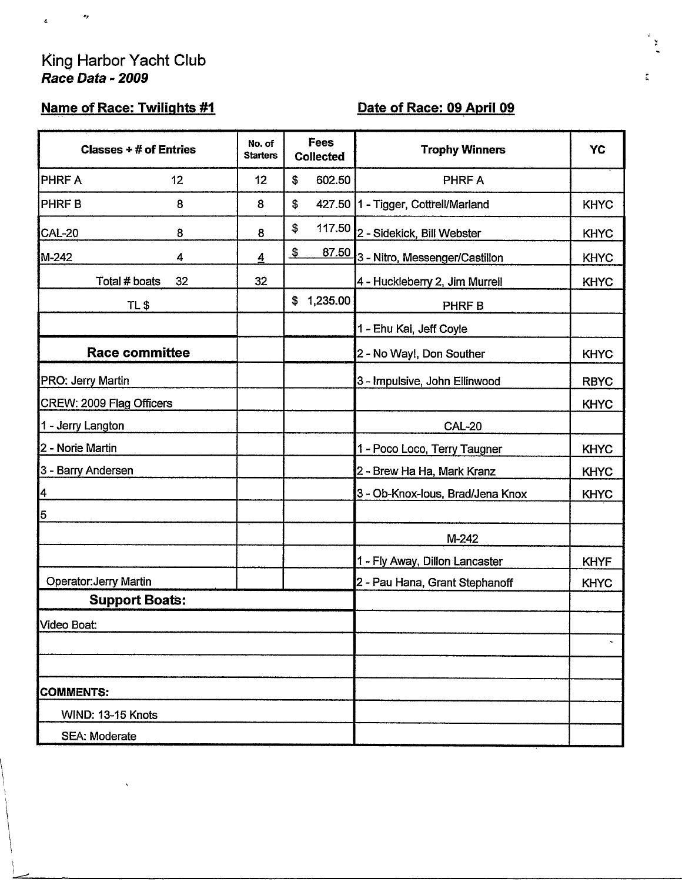# King Harbor Yacht Club
***Race Data - 2009***

**Name of Race: Twilights #1** **Date of Race: 09 April 09**

| Classes + # of Entries | No. of Starters | Fees Collected | Trophy Winners | YC |
|---|---|---|---|---|
| PHRF A 12 | 12 | $ 602.50 | PHRF A | |
| PHRF B 8 | 8 | $ 427.50 | 1 - Tigger, Cottrell/Marland | KHYC |
| CAL-20 8 | 8 | $ 117.50 | 2 - Sidekick, Bill Webster | KHYC |
| M-242 4 | 4 | $ 87.50 | 3 - Nitro, Messenger/Castillon | KHYC |
| Total # boats 32 | 32 | | 4 - Huckleberry 2, Jim Murrell | KHYC |
| TL $ | | $ 1,235.00 | PHRF B | |
| | | | 1 - Ehu Kai, Jeff Coyle | |
| **Race committee** | | | 2 - No Way!, Don Souther | KHYC |
| PRO: Jerry Martin | | | 3 - Impulsive, John Ellinwood | RBYC |
| CREW: 2009 Flag Officers | | | | KHYC |
| 1 - Jerry Langton | | | CAL-20 | |
| 2 - Norie Martin | | | 1 - Poco Loco, Terry Taugner | KHYC |
| 3 - Barry Andersen | | | 2 - Brew Ha Ha, Mark Kranz | KHYC |
| 4 | | | 3 - Ob-Knox-Ious, Brad/Jena Knox | KHYC |
| 5 | | | | |
| | | | M-242 | |
| | | | 1 - Fly Away, Dillon Lancaster | KHYF |
| Operator:Jerry Martin | | | 2 - Pau Hana, Grant Stephanoff | KHYC |
| **Support Boats:** | | | | |
| Video Boat: | | | | |
| | | | | |
| | | | | |
| **COMMENTS:** | | | | |
| WIND: 13-15 Knots | | | | |
| SEA: Moderate | | | | |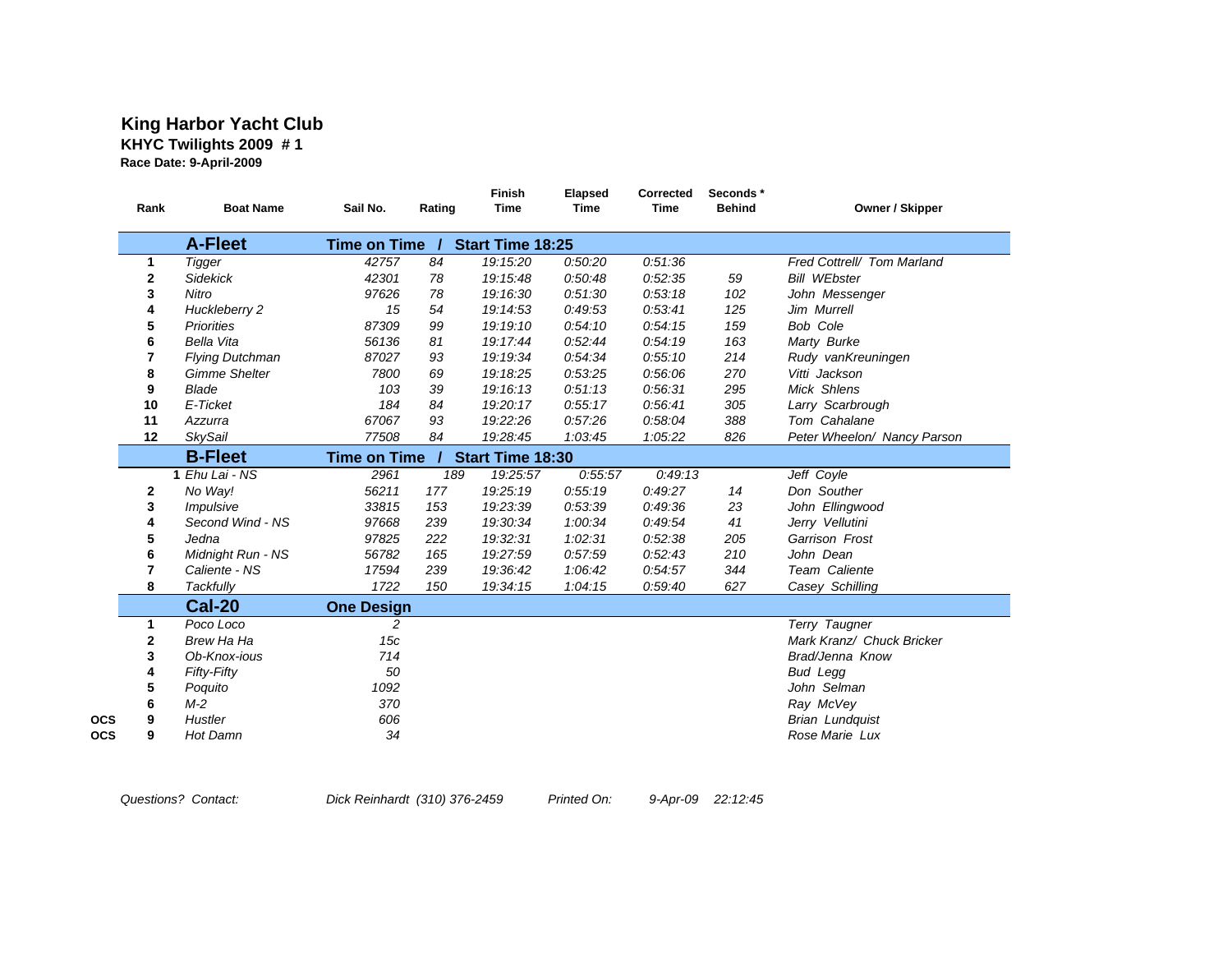**King Harbor Yacht Club**

**KHYC Twilights 2009 # 1**

**Race Date: 9-April-2009**

| | Rank | Boat Name | Sail No. | Rating | Finish Time | Elapsed Time | Corrected Time | Seconds * Behind | Owner / Skipper |
|---|---|---|---|---|---|---|---|---|---|
| | | **A-Fleet** | **Time on Time / Start Time 18:25** | | | | | | |
| | 1 | *Tigger* | 42757 | 84 | 19:15:20 | 0:50:20 | 0:51:36 | | *Fred Cottrell/ Tom Marland* |
| | 2 | *Sidekick* | 42301 | 78 | 19:15:48 | 0:50:48 | 0:52:35 | 59 | *Bill WEbster* |
| | 3 | *Nitro* | 97626 | 78 | 19:16:30 | 0:51:30 | 0:53:18 | 102 | *John Messenger* |
| | 4 | *Huckleberry 2* | 15 | 54 | 19:14:53 | 0:49:53 | 0:53:41 | 125 | *Jim Murrell* |
| | 5 | *Priorities* | 87309 | 99 | 19:19:10 | 0:54:10 | 0:54:15 | 159 | *Bob Cole* |
| | 6 | *Bella Vita* | 56136 | 81 | 19:17:44 | 0:52:44 | 0:54:19 | 163 | *Marty Burke* |
| | 7 | *Flying Dutchman* | 87027 | 93 | 19:19:34 | 0:54:34 | 0:55:10 | 214 | *Rudy vanKreuningen* |
| | 8 | *Gimme Shelter* | 7800 | 69 | 19:18:25 | 0:53:25 | 0:56:06 | 270 | *Vitti Jackson* |
| | 9 | *Blade* | 103 | 39 | 19:16:13 | 0:51:13 | 0:56:31 | 295 | *Mick Shlens* |
| | 10 | *E-Ticket* | 184 | 84 | 19:20:17 | 0:55:17 | 0:56:41 | 305 | *Larry Scarbrough* |
| | 11 | *Azzurra* | 67067 | 93 | 19:22:26 | 0:57:26 | 0:58:04 | 388 | *Tom Cahalane* |
| | 12 | *SkySail* | 77508 | 84 | 19:28:45 | 1:03:45 | 1:05:22 | 826 | *Peter Wheelon/ Nancy Parson* |
| | | **B-Fleet** | **Time on Time / Start Time 18:30** | | | | | | |
| | 1 | *Ehu Lai - NS* | 2961 | 189 | 19:25:57 | 0:55:57 | 0:49:13 | | *Jeff Coyle* |
| | 2 | *No Way!* | 56211 | 177 | 19:25:19 | 0:55:19 | 0:49:27 | 14 | *Don Souther* |
| | 3 | *Impulsive* | 33815 | 153 | 19:23:39 | 0:53:39 | 0:49:36 | 23 | *John Ellingwood* |
| | 4 | *Second Wind - NS* | 97668 | 239 | 19:30:34 | 1:00:34 | 0:49:54 | 41 | *Jerry Vellutini* |
| | 5 | *Jedna* | 97825 | 222 | 19:32:31 | 1:02:31 | 0:52:38 | 205 | *Garrison Frost* |
| | 6 | *Midnight Run - NS* | 56782 | 165 | 19:27:59 | 0:57:59 | 0:52:43 | 210 | *John Dean* |
| | 7 | *Caliente - NS* | 17594 | 239 | 19:36:42 | 1:06:42 | 0:54:57 | 344 | *Team Caliente* |
| | 8 | *Tackfully* | 1722 | 150 | 19:34:15 | 1:04:15 | 0:59:40 | 627 | *Casey Schilling* |
| | | **Cal-20** | **One Design** | | | | | | |
| | 1 | *Poco Loco* | 2 | | | | | | *Terry Taugner* |
| | 2 | *Brew Ha Ha* | 15c | | | | | | *Mark Kranz/ Chuck Bricker* |
| | 3 | *Ob-Knox-ious* | 714 | | | | | | *Brad/Jenna Know* |
| | 4 | *Fifty-Fifty* | 50 | | | | | | *Bud Legg* |
| | 5 | *Poquito* | 1092 | | | | | | *John Selman* |
| | 6 | *M-2* | 370 | | | | | | *Ray McVey* |
| **OCS** | 9 | *Hustler* | 606 | | | | | | *Brian Lundquist* |
| **OCS** | 9 | *Hot Damn* | 34 | | | | | | *Rose Marie Lux* |

*Questions? Contact:* *Dick Reinhardt (310) 376-2459* *Printed On:* *9-Apr-09 22:12:45*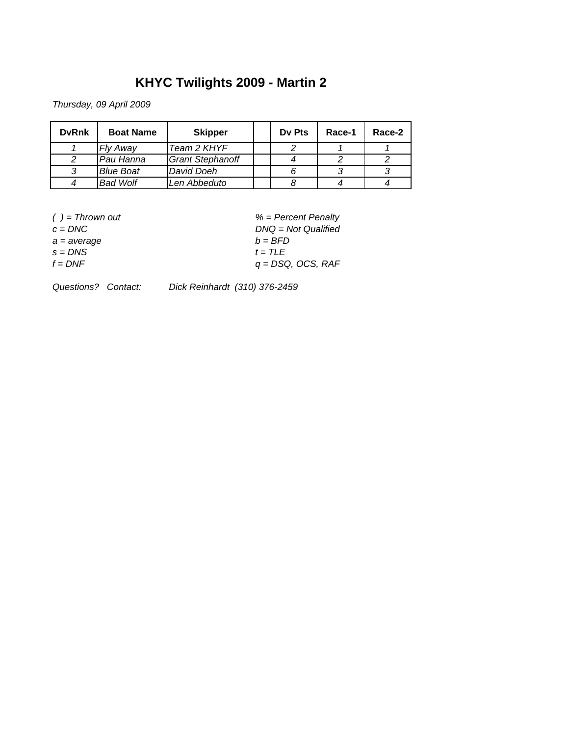# KHYC Twilights 2009 - Martin 2

*Thursday, 09 April 2009*

| DvRnk | Boat Name | Skipper | | Dv Pts | Race-1 | Race-2 |
|---|---|---|---|---|---|---|
| *1* | *Fly Away* | *Team 2 KHYF* | | *2* | *1* | *1* |
| *2* | *Pau Hanna* | *Grant Stephanoff* | | *4* | *2* | *2* |
| *3* | *Blue Boat* | *David Doeh* | | *6* | *3* | *3* |
| *4* | *Bad Wolf* | *Len Abbeduto* | | *8* | *4* | *4* |

*( ) = Thrown out*
*c = DNC*
*a = average*
*s = DNS*
*f = DNF*

*% = Percent Penalty*
*DNQ = Not Qualified*
*b = BFD*
*t = TLE*
*q = DSQ, OCS, RAF*

*Questions? Contact: Dick Reinhardt (310) 376-2459*